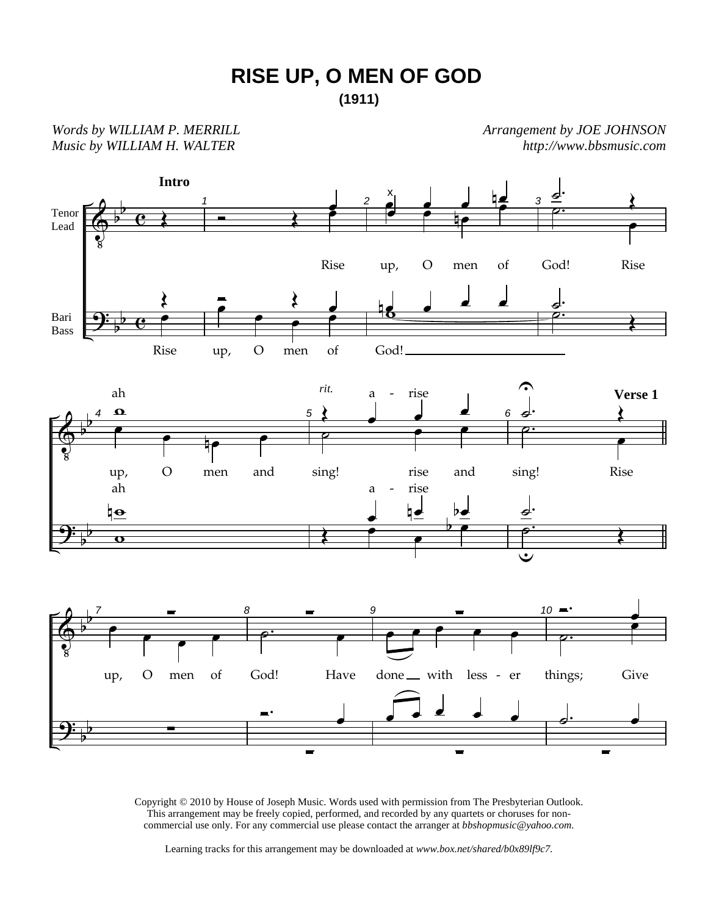# RISE UP, O MEN OF GOD

**(1911)**

*Words by WILLIAM P. MERRILL*
*Music by WILLIAM H. WALTER*

*Arrangement by JOE JOHNSON*
*http://www.bbsmusic.com*

**Intro**

Tenor/Lead: Rise up, O men of God! Rise up, O men and sing! rise and sing! Rise

Tenor: ah a - rise

Bari/Bass: Rise up, O men of God!

Bari: ah a - rise

**Verse 1**

up, O men of God! Have done with less - er things; Give

Copyright © 2010 by House of Joseph Music. Words used with permission from The Presbyterian Outlook. This arrangement may be freely copied, performed, and recorded by any quartets or choruses for non-commercial use only. For any commercial use please contact the arranger at *bbshopmusic@yahoo.com.*

Learning tracks for this arrangement may be downloaded at *www.box.net/shared/b0x89lf9c7.*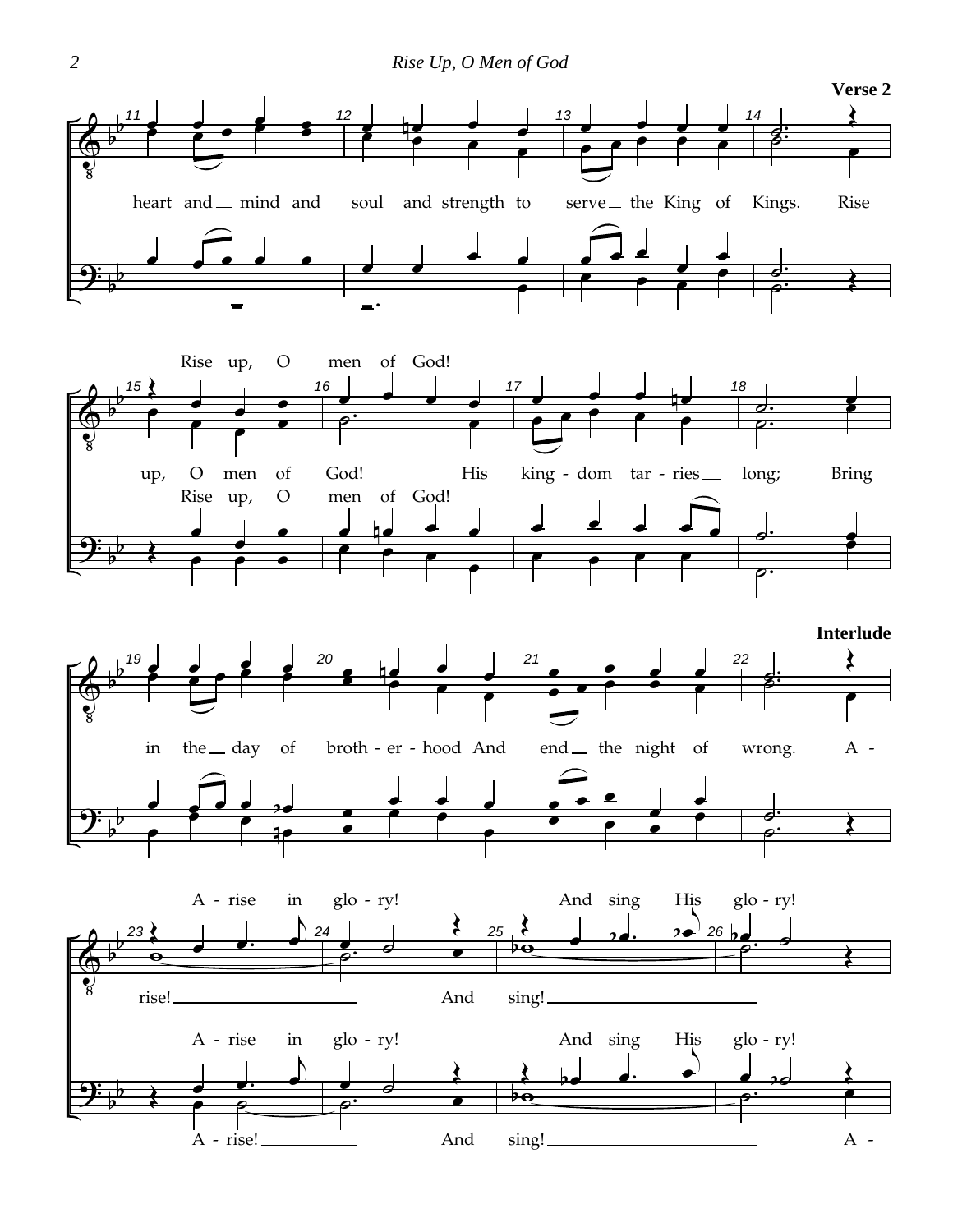**Verse 2**

heart and mind and soul and strength to serve the King of Kings. Rise

Rise up, O men of God!

up, O men of God! His king - dom tar - ries long; Bring

Rise up, O men of God!

**Interlude**

in the day of broth - er - hood And end the night of wrong. A -

A - rise in glo - ry! And sing His glo - ry!

rise! And sing!

A - rise in glo - ry! And sing His glo - ry!

A - rise! And sing! A -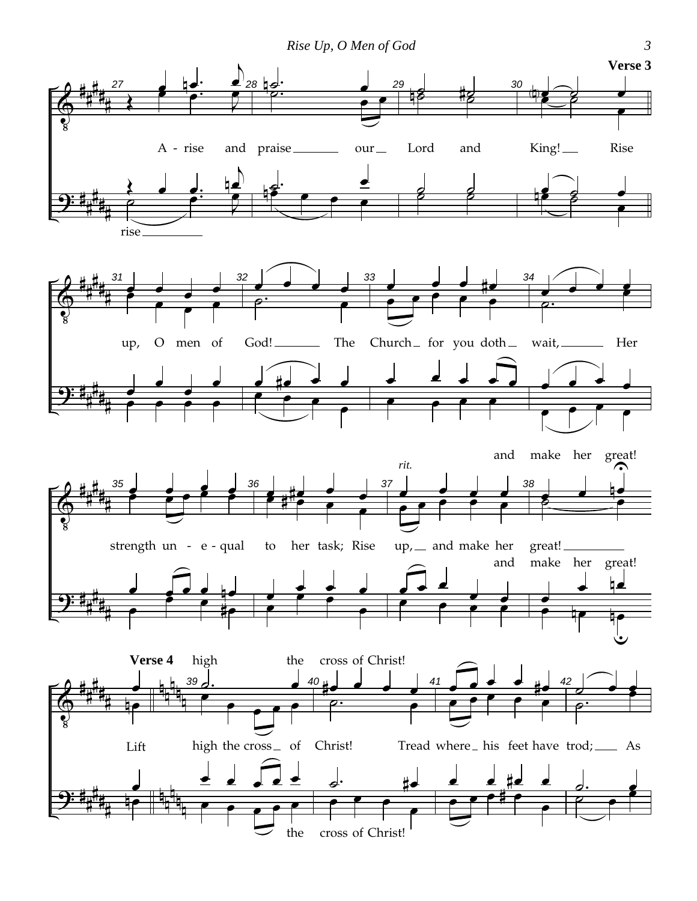**Verse 3**

A - rise and praise ___ our ___ Lord and King! ___ Rise

rise ___

up, O men of God! ___ The Church ___ for you doth ___ wait, ___ Her

and make her great!

*rit.*

strength un - e - qual to her task; Rise up, ___ and make her great! ___

and make her great!

**Verse 4** high the cross of Christ!

Lift high the cross ___ of Christ! Tread where ___ his feet have trod; ___ As

the cross of Christ!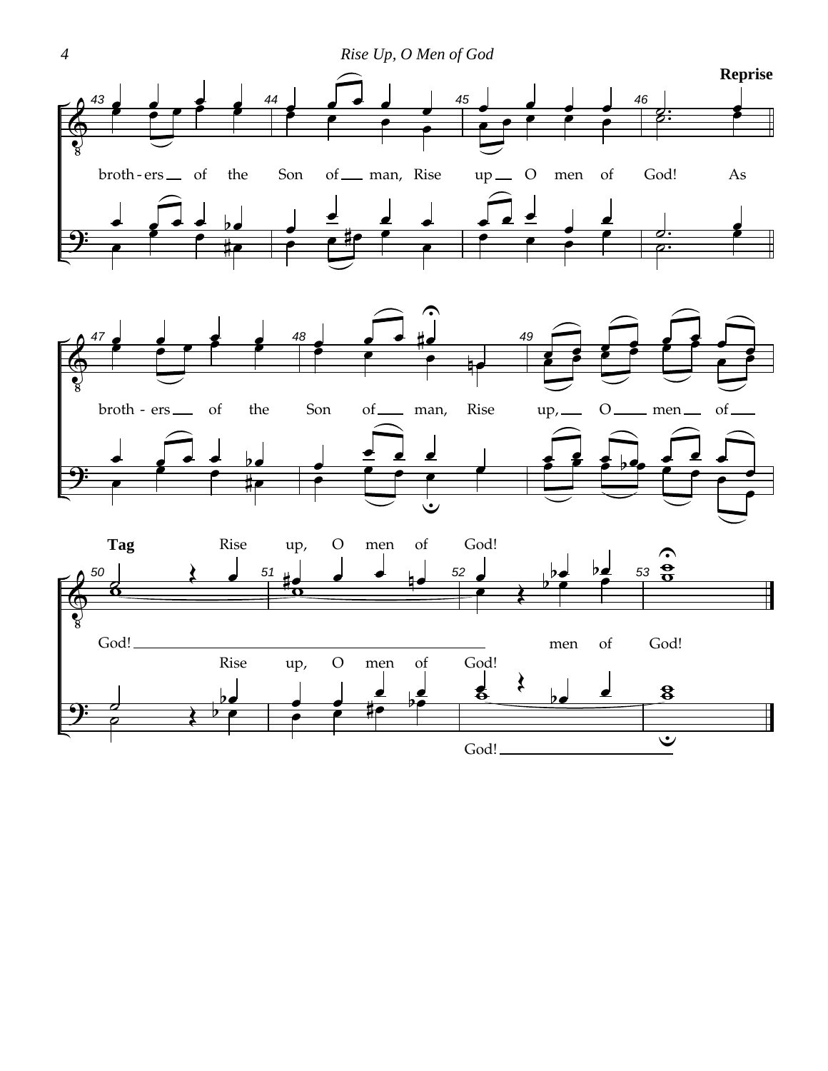**Reprise**

broth-ers of the Son of man, Rise up O men of God! As

broth-ers of the Son of man, Rise up, O men of

**Tag**

Rise up, O men of God!

God! men of God!

Rise up, O men of God!

God!